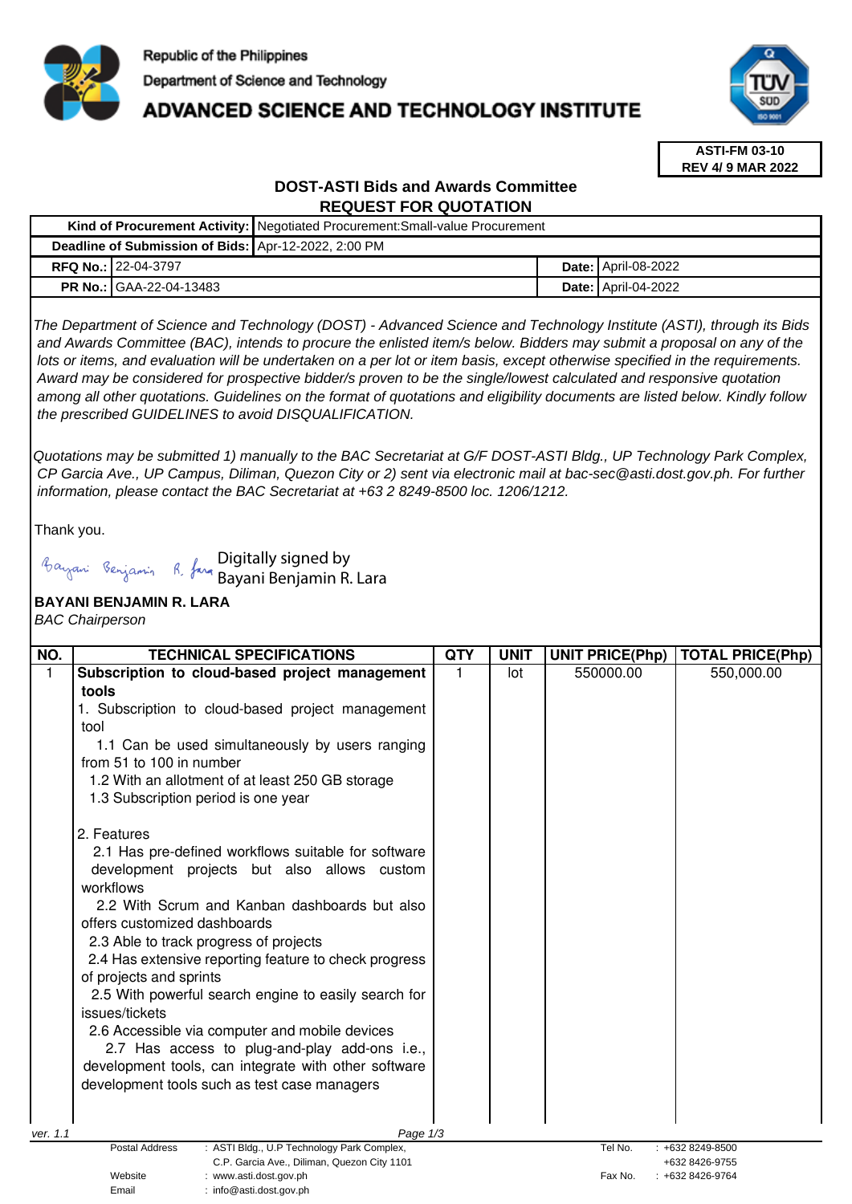Republic of the Philippines
Department of Science and Technology
# ADVANCED SCIENCE AND TECHNOLOGY INSTITUTE

**ASTI-FM 03-10**
**REV 4/ 9 MAR 2022**

## DOST-ASTI Bids and Awards Committee
## REQUEST FOR QUOTATION

| | | | |
|---|---|---|---|
| **Kind of Procurement Activity:** | Negotiated Procurement:Small-value Procurement | | |
| **Deadline of Submission of Bids:** | Apr-12-2022, 2:00 PM | | |
| **RFQ No.:** | 22-04-3797 | **Date:** | April-08-2022 |
| **PR No.:** | GAA-22-04-13483 | **Date:** | April-04-2022 |

*The Department of Science and Technology (DOST) - Advanced Science and Technology Institute (ASTI), through its Bids and Awards Committee (BAC), intends to procure the enlisted item/s below. Bidders may submit a proposal on any of the lots or items, and evaluation will be undertaken on a per lot or item basis, except otherwise specified in the requirements. Award may be considered for prospective bidder/s proven to be the single/lowest calculated and responsive quotation among all other quotations. Guidelines on the format of quotations and eligibility documents are listed below. Kindly follow the prescribed GUIDELINES to avoid DISQUALIFICATION.*

*Quotations may be submitted 1) manually to the BAC Secretariat at G/F DOST-ASTI Bldg., UP Technology Park Complex, CP Garcia Ave., UP Campus, Diliman, Quezon City or 2) sent via electronic mail at bac-sec@asti.dost.gov.ph. For further information, please contact the BAC Secretariat at +63 2 8249-8500 loc. 1206/1212.*

Thank you.

Digitally signed by Bayani Benjamin R. Lara

**BAYANI BENJAMIN R. LARA**
*BAC Chairperson*

| NO. | TECHNICAL SPECIFICATIONS | QTY | UNIT | UNIT PRICE(Php) | TOTAL PRICE(Php) |
|---|---|---|---|---|---|
| 1 | **Subscription to cloud-based project management tools**<br>1. Subscription to cloud-based project management tool<br>1.1 Can be used simultaneously by users ranging from 51 to 100 in number<br>1.2 With an allotment of at least 250 GB storage<br>1.3 Subscription period is one year<br><br>2. Features<br>2.1 Has pre-defined workflows suitable for software development projects but also allows custom workflows<br>2.2 With Scrum and Kanban dashboards but also offers customized dashboards<br>2.3 Able to track progress of projects<br>2.4 Has extensive reporting feature to check progress of projects and sprints<br>2.5 With powerful search engine to easily search for issues/tickets<br>2.6 Accessible via computer and mobile devices<br>2.7 Has access to plug-and-play add-ons i.e., development tools, can integrate with other software development tools such as test case managers | 1 | lot | 550000.00 | 550,000.00 |

ver. 1.1

Postal Address : ASTI Bldg., U.P Technology Park Complex, C.P. Garcia Ave., Diliman, Quezon City 1101
Website : www.asti.dost.gov.ph
Email : info@asti.dost.gov.ph
Tel No. : +632 8249-8500, +632 8426-9755
Fax No. : +632 8426-9764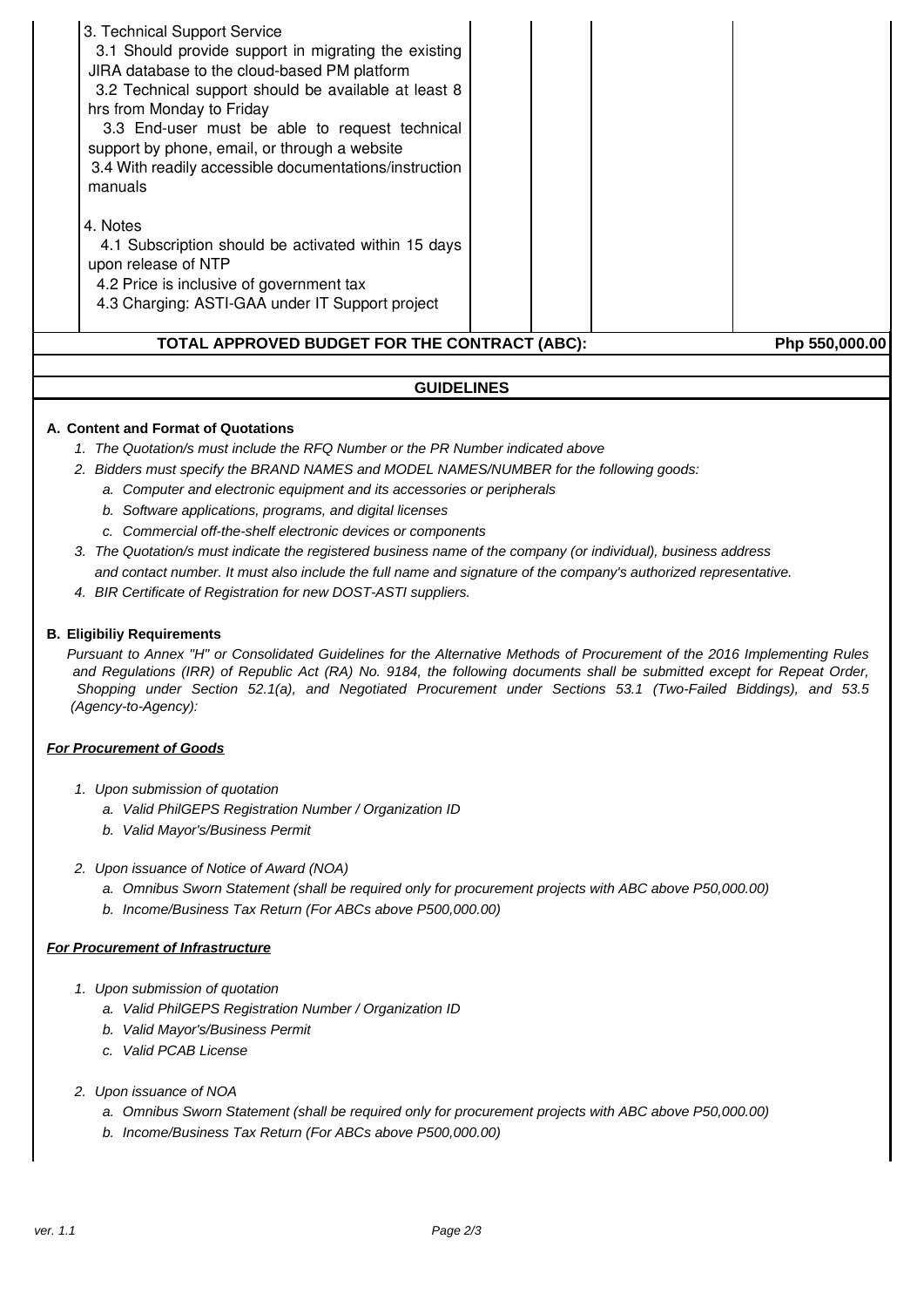| | | | | |
|---|---|---|---|---|
| 3. Technical Support Service<br>3.1 Should provide support in migrating the existing JIRA database to the cloud-based PM platform<br>3.2 Technical support should be available at least 8 hrs from Monday to Friday<br>3.3 End-user must be able to request technical support by phone, email, or through a website<br>3.4 With readily accessible documentations/instruction manuals<br><br>4. Notes<br>4.1 Subscription should be activated within 15 days upon release of NTP<br>4.2 Price is inclusive of government tax<br>4.3 Charging: ASTI-GAA under IT Support project | | | | |
| **TOTAL APPROVED BUDGET FOR THE CONTRACT (ABC):** | | | | **Php 550,000.00** |

## GUIDELINES

**A. Content and Format of Quotations**

1. *The Quotation/s must include the RFQ Number or the PR Number indicated above*
2. *Bidders must specify the BRAND NAMES and MODEL NAMES/NUMBER for the following goods:*
   a. *Computer and electronic equipment and its accessories or peripherals*
   b. *Software applications, programs, and digital licenses*
   c. *Commercial off-the-shelf electronic devices or components*
3. *The Quotation/s must indicate the registered business name of the company (or individual), business address and contact number. It must also include the full name and signature of the company's authorized representative.*
4. *BIR Certificate of Registration for new DOST-ASTI suppliers.*

**B. Eligibiliy Requirements**

*Pursuant to Annex "H" or Consolidated Guidelines for the Alternative Methods of Procurement of the 2016 Implementing Rules and Regulations (IRR) of Republic Act (RA) No. 9184, the following documents shall be submitted except for Repeat Order, Shopping under Section 52.1(a), and Negotiated Procurement under Sections 53.1 (Two-Failed Biddings), and 53.5 (Agency-to-Agency):*

***For Procurement of Goods***

1. *Upon submission of quotation*
   a. *Valid PhilGEPS Registration Number / Organization ID*
   b. *Valid Mayor's/Business Permit*
2. *Upon issuance of Notice of Award (NOA)*
   a. *Omnibus Sworn Statement (shall be required only for procurement projects with ABC above P50,000.00)*
   b. *Income/Business Tax Return (For ABCs above P500,000.00)*

***For Procurement of Infrastructure***

1. *Upon submission of quotation*
   a. *Valid PhilGEPS Registration Number / Organization ID*
   b. *Valid Mayor's/Business Permit*
   c. *Valid PCAB License*
2. *Upon issuance of NOA*
   a. *Omnibus Sworn Statement (shall be required only for procurement projects with ABC above P50,000.00)*
   b. *Income/Business Tax Return (For ABCs above P500,000.00)*

*ver. 1.1*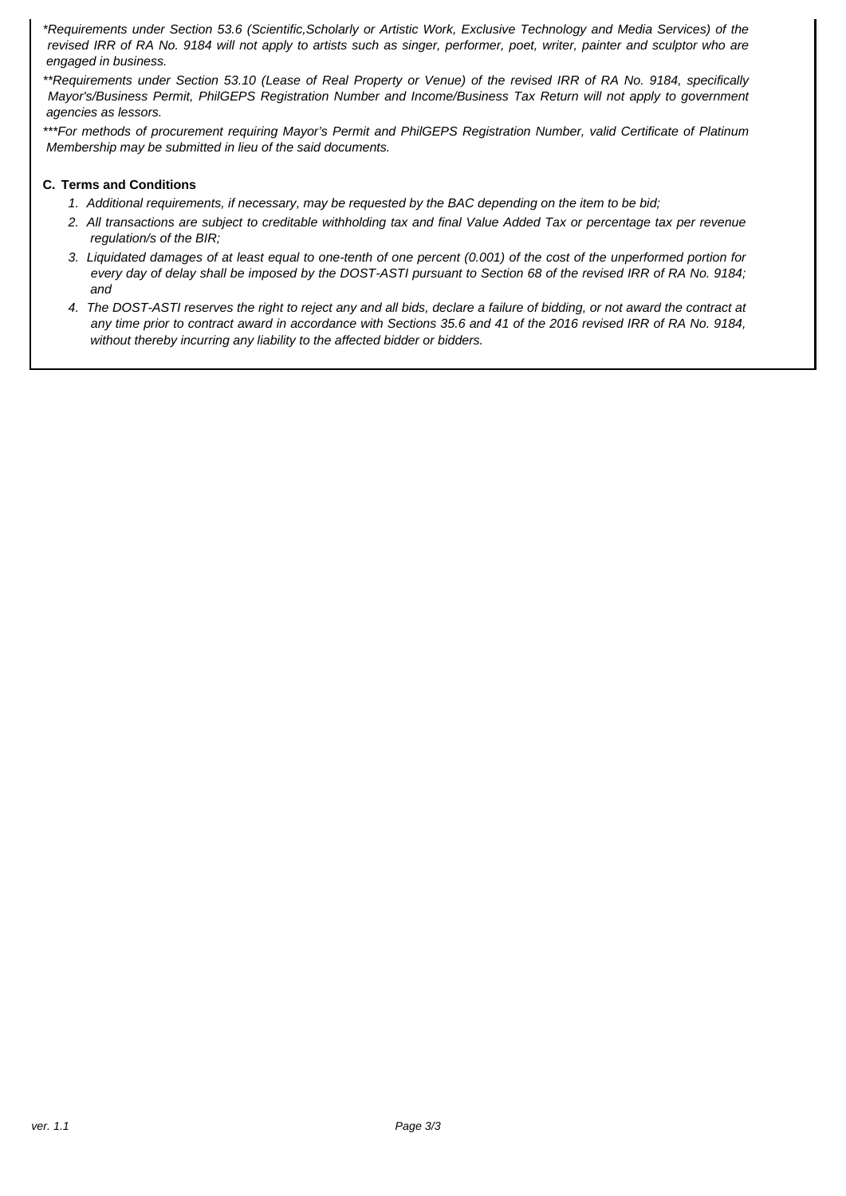*Requirements under Section 53.6 (Scientific,Scholarly or Artistic Work, Exclusive Technology and Media Services) of the revised IRR of RA No. 9184 will not apply to artists such as singer, performer, poet, writer, painter and sculptor who are engaged in business.*

**Requirements under Section 53.10 (Lease of Real Property or Venue) of the revised IRR of RA No. 9184, specifically Mayor's/Business Permit, PhilGEPS Registration Number and Income/Business Tax Return will not apply to government agencies as lessors.**

***For methods of procurement requiring Mayor's Permit and PhilGEPS Registration Number, valid Certificate of Platinum Membership may be submitted in lieu of the said documents.***

**C. Terms and Conditions**

1. *Additional requirements, if necessary, may be requested by the BAC depending on the item to be bid;*
2. *All transactions are subject to creditable withholding tax and final Value Added Tax or percentage tax per revenue regulation/s of the BIR;*
3. *Liquidated damages of at least equal to one-tenth of one percent (0.001) of the cost of the unperformed portion for every day of delay shall be imposed by the DOST-ASTI pursuant to Section 68 of the revised IRR of RA No. 9184; and*
4. *The DOST-ASTI reserves the right to reject any and all bids, declare a failure of bidding, or not award the contract at any time prior to contract award in accordance with Sections 35.6 and 41 of the 2016 revised IRR of RA No. 9184, without thereby incurring any liability to the affected bidder or bidders.*

*ver. 1.1*